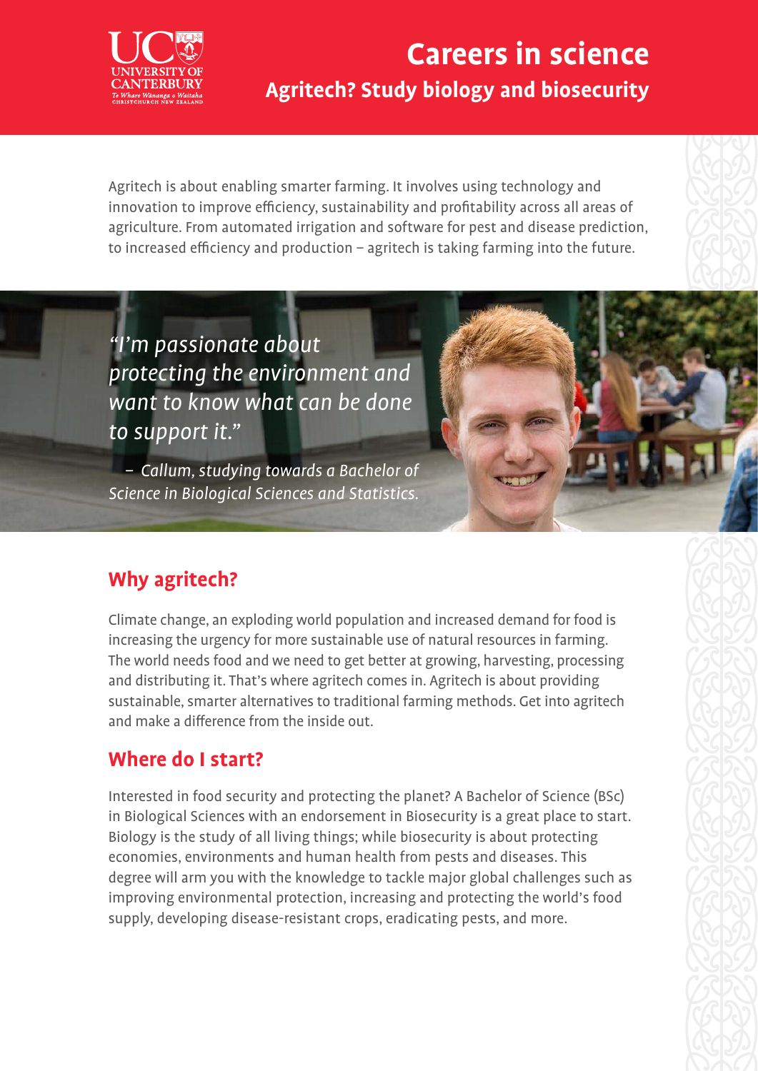# Careers in science

## Agritech? Study biology and biosecurity

Agritech is about enabling smarter farming. It involves using technology and innovation to improve efficiency, sustainability and profitability across all areas of agriculture. From automated irrigation and software for pest and disease prediction, to increased efficiency and production – agritech is taking farming into the future.

*"I'm passionate about protecting the environment and want to know what can be done to support it."*

*– Callum, studying towards a Bachelor of Science in Biological Sciences and Statistics.*

## Why agritech?

Climate change, an exploding world population and increased demand for food is increasing the urgency for more sustainable use of natural resources in farming. The world needs food and we need to get better at growing, harvesting, processing and distributing it. That's where agritech comes in. Agritech is about providing sustainable, smarter alternatives to traditional farming methods. Get into agritech and make a difference from the inside out.

## Where do I start?

Interested in food security and protecting the planet? A Bachelor of Science (BSc) in Biological Sciences with an endorsement in Biosecurity is a great place to start. Biology is the study of all living things; while biosecurity is about protecting economies, environments and human health from pests and diseases. This degree will arm you with the knowledge to tackle major global challenges such as improving environmental protection, increasing and protecting the world's food supply, developing disease-resistant crops, eradicating pests, and more.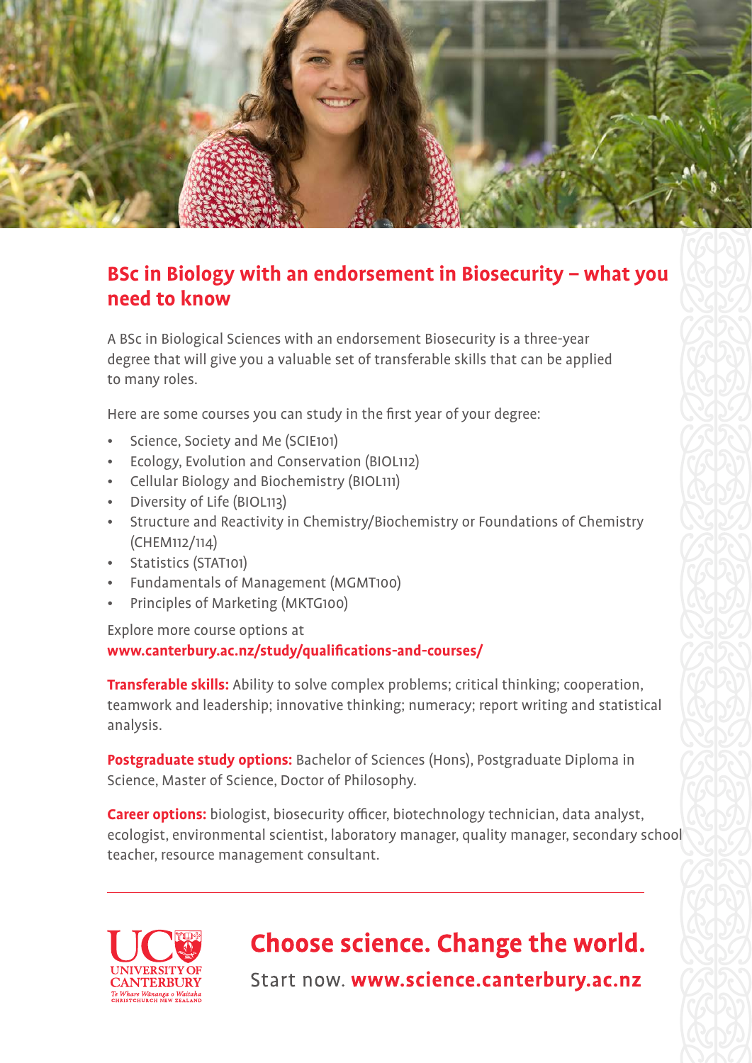## BSc in Biology with an endorsement in Biosecurity – what you need to know

A BSc in Biological Sciences with an endorsement Biosecurity is a three-year degree that will give you a valuable set of transferable skills that can be applied to many roles.

Here are some courses you can study in the first year of your degree:

- Science, Society and Me (SCIE101)
- Ecology, Evolution and Conservation (BIOL112)
- Cellular Biology and Biochemistry (BIOL111)
- Diversity of Life (BIOL113)
- Structure and Reactivity in Chemistry/Biochemistry or Foundations of Chemistry (CHEM112/114)
- Statistics (STAT101)
- Fundamentals of Management (MGMT100)
- Principles of Marketing (MKTG100)

Explore more course options at
**www.canterbury.ac.nz/study/qualifications-and-courses/**

**Transferable skills:** Ability to solve complex problems; critical thinking; cooperation, teamwork and leadership; innovative thinking; numeracy; report writing and statistical analysis.

**Postgraduate study options:** Bachelor of Sciences (Hons), Postgraduate Diploma in Science, Master of Science, Doctor of Philosophy.

**Career options:** biologist, biosecurity officer, biotechnology technician, data analyst, ecologist, environmental scientist, laboratory manager, quality manager, secondary school teacher, resource management consultant.

---

UC UNIVERSITY OF CANTERBURY
*Te Whare Wānanga o Waitaha*
CHRISTCHURCH NEW ZEALAND

**Choose science. Change the world.**

Start now. **www.science.canterbury.ac.nz**